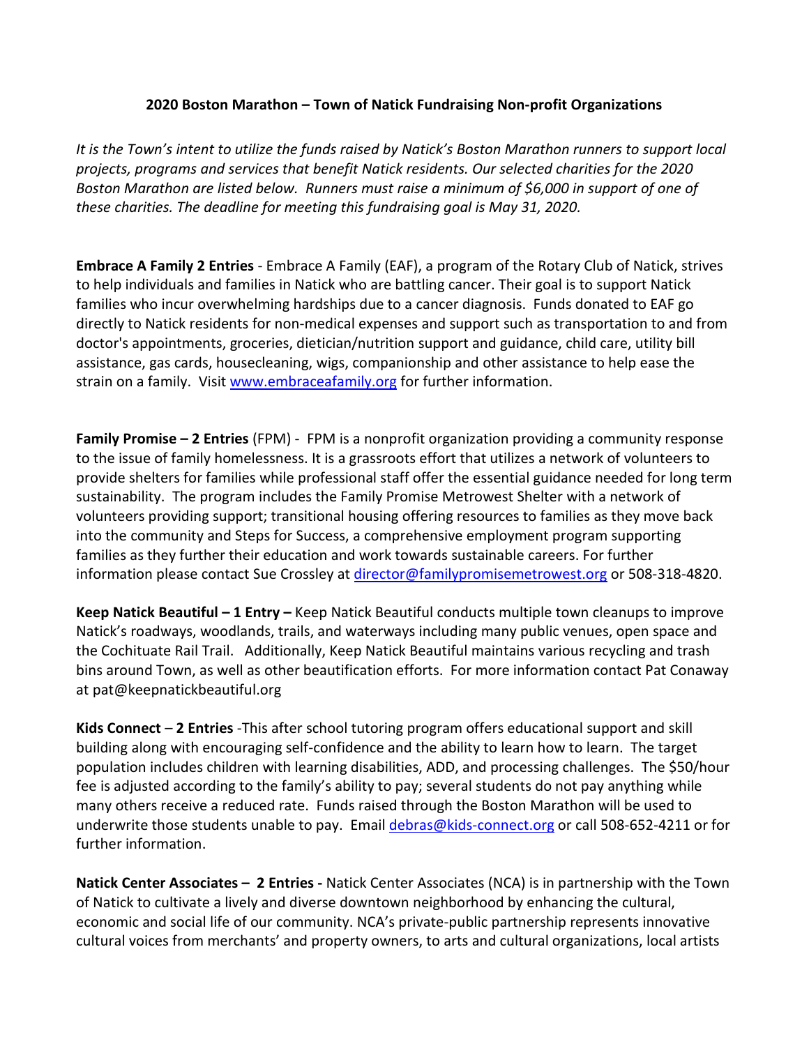**2020 Boston Marathon – Town of Natick Fundraising Non-profit Organizations**

*It is the Town's intent to utilize the funds raised by Natick's Boston Marathon runners to support local projects, programs and services that benefit Natick residents. Our selected charities for the 2020 Boston Marathon are listed below. Runners must raise a minimum of $6,000 in support of one of these charities. The deadline for meeting this fundraising goal is May 31, 2020.*

**Embrace A Family 2 Entries** - Embrace A Family (EAF), a program of the Rotary Club of Natick, strives to help individuals and families in Natick who are battling cancer. Their goal is to support Natick families who incur overwhelming hardships due to a cancer diagnosis. Funds donated to EAF go directly to Natick residents for non-medical expenses and support such as transportation to and from doctor's appointments, groceries, dietician/nutrition support and guidance, child care, utility bill assistance, gas cards, housecleaning, wigs, companionship and other assistance to help ease the strain on a family. Visit www.embraceafamily.org for further information.

**Family Promise – 2 Entries** (FPM) - FPM is a nonprofit organization providing a community response to the issue of family homelessness. It is a grassroots effort that utilizes a network of volunteers to provide shelters for families while professional staff offer the essential guidance needed for long term sustainability. The program includes the Family Promise Metrowest Shelter with a network of volunteers providing support; transitional housing offering resources to families as they move back into the community and Steps for Success, a comprehensive employment program supporting families as they further their education and work towards sustainable careers. For further information please contact Sue Crossley at director@familypromisemetrowest.org or 508-318-4820.

**Keep Natick Beautiful – 1 Entry –** Keep Natick Beautiful conducts multiple town cleanups to improve Natick's roadways, woodlands, trails, and waterways including many public venues, open space and the Cochituate Rail Trail. Additionally, Keep Natick Beautiful maintains various recycling and trash bins around Town, as well as other beautification efforts. For more information contact Pat Conaway at pat@keepnatickbeautiful.org

**Kids Connect** – **2 Entries** -This after school tutoring program offers educational support and skill building along with encouraging self-confidence and the ability to learn how to learn. The target population includes children with learning disabilities, ADD, and processing challenges. The $50/hour fee is adjusted according to the family's ability to pay; several students do not pay anything while many others receive a reduced rate. Funds raised through the Boston Marathon will be used to underwrite those students unable to pay. Email debras@kids-connect.org or call 508-652-4211 or for further information.

**Natick Center Associates – 2 Entries -** Natick Center Associates (NCA) is in partnership with the Town of Natick to cultivate a lively and diverse downtown neighborhood by enhancing the cultural, economic and social life of our community. NCA's private-public partnership represents innovative cultural voices from merchants' and property owners, to arts and cultural organizations, local artists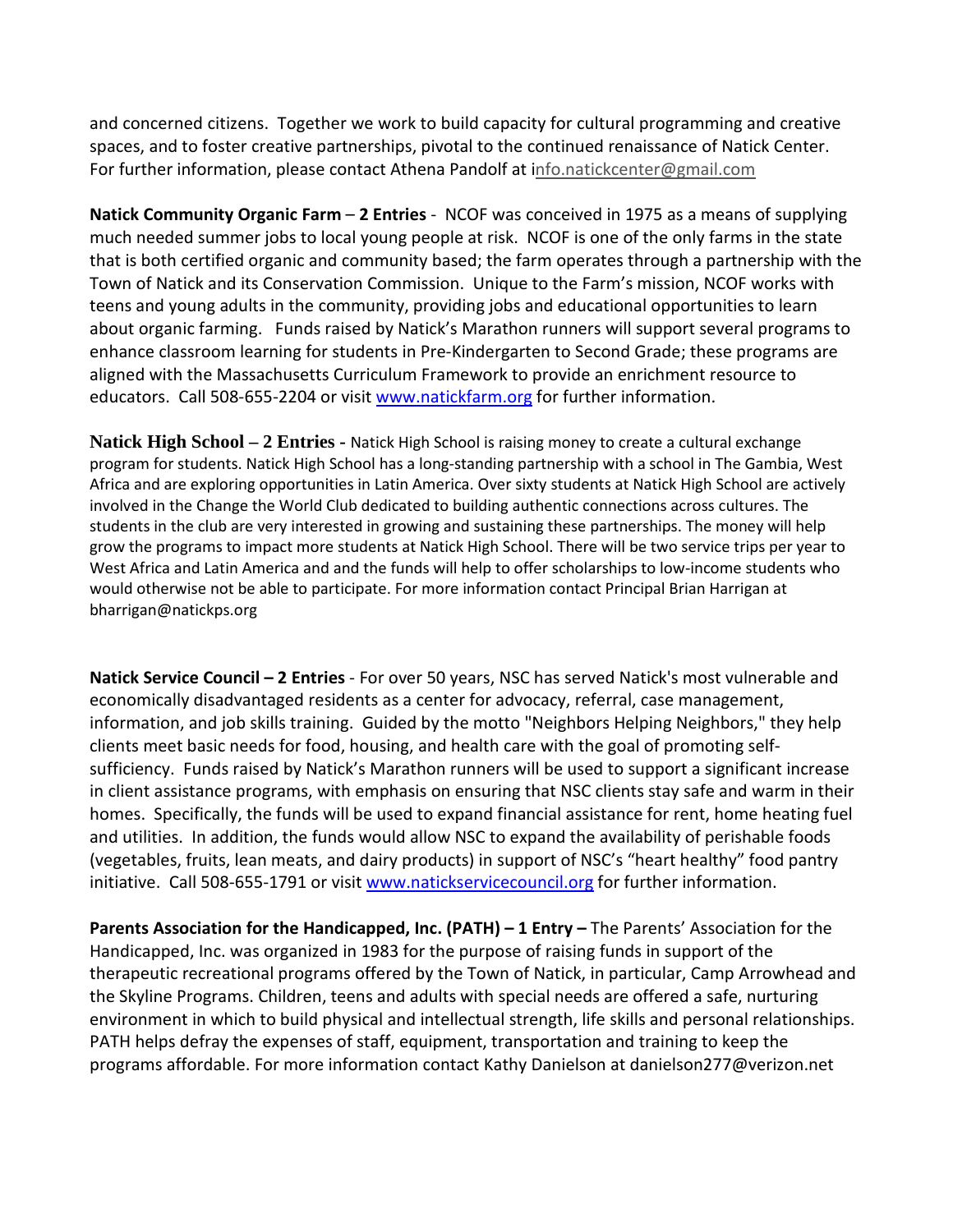and concerned citizens.  Together we work to build capacity for cultural programming and creative spaces, and to foster creative partnerships, pivotal to the continued renaissance of Natick Center. For further information, please contact Athena Pandolf at info.natickcenter@gmail.com

**Natick Community Organic Farm** – **2 Entries** -  NCOF was conceived in 1975 as a means of supplying much needed summer jobs to local young people at risk.  NCOF is one of the only farms in the state that is both certified organic and community based; the farm operates through a partnership with the Town of Natick and its Conservation Commission.  Unique to the Farm's mission, NCOF works with teens and young adults in the community, providing jobs and educational opportunities to learn about organic farming.   Funds raised by Natick's Marathon runners will support several programs to enhance classroom learning for students in Pre-Kindergarten to Second Grade; these programs are aligned with the Massachusetts Curriculum Framework to provide an enrichment resource to educators.  Call 508-655-2204 or visit www.natickfarm.org for further information.

**Natick High School – 2 Entries -** Natick High School is raising money to create a cultural exchange program for students. Natick High School has a long-standing partnership with a school in The Gambia, West Africa and are exploring opportunities in Latin America. Over sixty students at Natick High School are actively involved in the Change the World Club dedicated to building authentic connections across cultures. The students in the club are very interested in growing and sustaining these partnerships. The money will help grow the programs to impact more students at Natick High School. There will be two service trips per year to West Africa and Latin America and and the funds will help to offer scholarships to low-income students who would otherwise not be able to participate. For more information contact Principal Brian Harrigan at bharrigan@natickps.org

**Natick Service Council – 2 Entries** - For over 50 years, NSC has served Natick's most vulnerable and economically disadvantaged residents as a center for advocacy, referral, case management, information, and job skills training.  Guided by the motto "Neighbors Helping Neighbors," they help clients meet basic needs for food, housing, and health care with the goal of promoting self-sufficiency.  Funds raised by Natick's Marathon runners will be used to support a significant increase in client assistance programs, with emphasis on ensuring that NSC clients stay safe and warm in their homes.  Specifically, the funds will be used to expand financial assistance for rent, home heating fuel and utilities.  In addition, the funds would allow NSC to expand the availability of perishable foods (vegetables, fruits, lean meats, and dairy products) in support of NSC's "heart healthy" food pantry initiative.  Call 508-655-1791 or visit www.natickservicecouncil.org for further information.

**Parents Association for the Handicapped, Inc. (PATH) – 1 Entry –** The Parents' Association for the Handicapped, Inc. was organized in 1983 for the purpose of raising funds in support of the therapeutic recreational programs offered by the Town of Natick, in particular, Camp Arrowhead and the Skyline Programs. Children, teens and adults with special needs are offered a safe, nurturing environment in which to build physical and intellectual strength, life skills and personal relationships. PATH helps defray the expenses of staff, equipment, transportation and training to keep the programs affordable. For more information contact Kathy Danielson at danielson277@verizon.net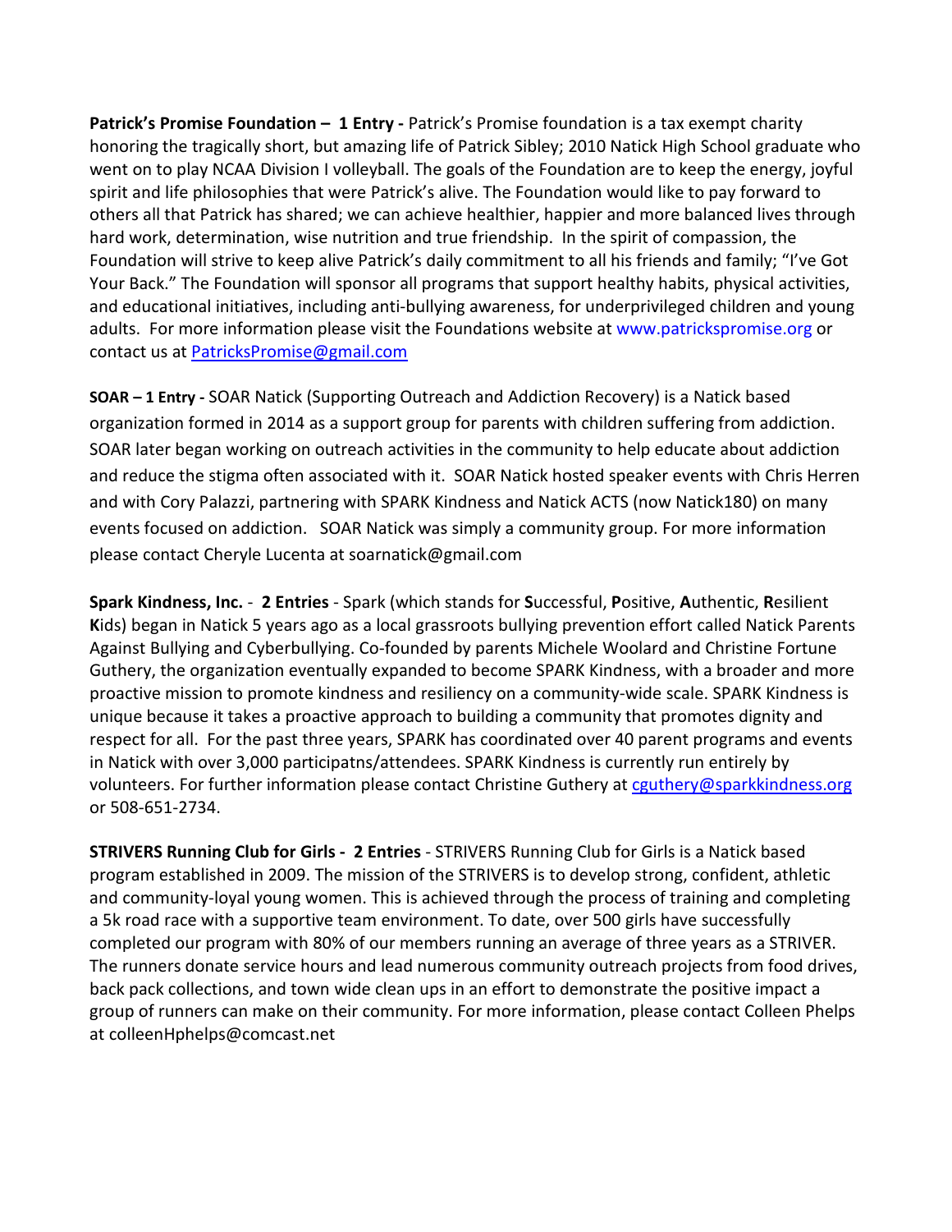**Patrick's Promise Foundation – 1 Entry -** Patrick's Promise foundation is a tax exempt charity honoring the tragically short, but amazing life of Patrick Sibley; 2010 Natick High School graduate who went on to play NCAA Division I volleyball. The goals of the Foundation are to keep the energy, joyful spirit and life philosophies that were Patrick's alive. The Foundation would like to pay forward to others all that Patrick has shared; we can achieve healthier, happier and more balanced lives through hard work, determination, wise nutrition and true friendship. In the spirit of compassion, the Foundation will strive to keep alive Patrick's daily commitment to all his friends and family; "I've Got Your Back." The Foundation will sponsor all programs that support healthy habits, physical activities, and educational initiatives, including anti-bullying awareness, for underprivileged children and young adults. For more information please visit the Foundations website at www.patrickspromise.org or contact us at PatricksPromise@gmail.com

**SOAR – 1 Entry -** SOAR Natick (Supporting Outreach and Addiction Recovery) is a Natick based organization formed in 2014 as a support group for parents with children suffering from addiction. SOAR later began working on outreach activities in the community to help educate about addiction and reduce the stigma often associated with it. SOAR Natick hosted speaker events with Chris Herren and with Cory Palazzi, partnering with SPARK Kindness and Natick ACTS (now Natick180) on many events focused on addiction. SOAR Natick was simply a community group. For more information please contact Cheryle Lucenta at soarnatick@gmail.com

**Spark Kindness, Inc.** - **2 Entries** - Spark (which stands for **S**uccessful, **P**ositive, **A**uthentic, **R**esilient **K**ids) began in Natick 5 years ago as a local grassroots bullying prevention effort called Natick Parents Against Bullying and Cyberbullying. Co-founded by parents Michele Woolard and Christine Fortune Guthery, the organization eventually expanded to become SPARK Kindness, with a broader and more proactive mission to promote kindness and resiliency on a community-wide scale. SPARK Kindness is unique because it takes a proactive approach to building a community that promotes dignity and respect for all. For the past three years, SPARK has coordinated over 40 parent programs and events in Natick with over 3,000 participatns/attendees. SPARK Kindness is currently run entirely by volunteers. For further information please contact Christine Guthery at cguthery@sparkkindness.org or 508-651-2734.

**STRIVERS Running Club for Girls - 2 Entries** - STRIVERS Running Club for Girls is a Natick based program established in 2009. The mission of the STRIVERS is to develop strong, confident, athletic and community-loyal young women. This is achieved through the process of training and completing a 5k road race with a supportive team environment. To date, over 500 girls have successfully completed our program with 80% of our members running an average of three years as a STRIVER. The runners donate service hours and lead numerous community outreach projects from food drives, back pack collections, and town wide clean ups in an effort to demonstrate the positive impact a group of runners can make on their community. For more information, please contact Colleen Phelps at colleenHphelps@comcast.net